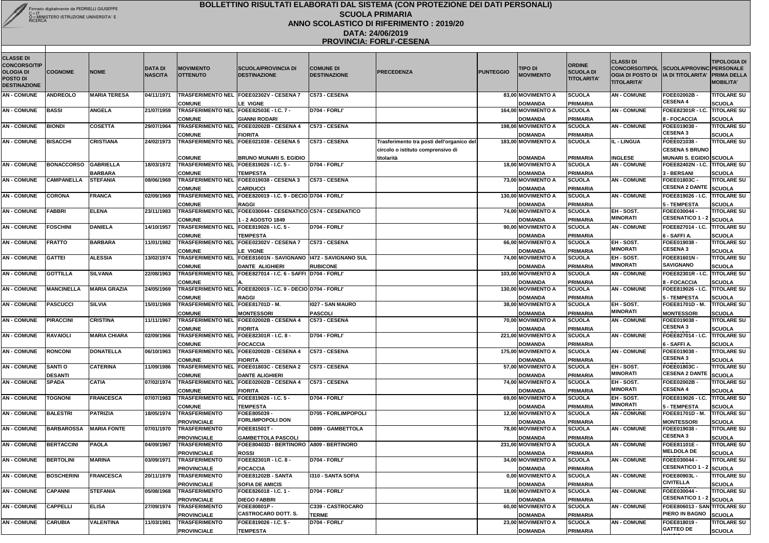Firmato digitalmente da PEDRIELLI GIUSEPPE
C = IT
O = MINISTERO ISTRUZIONE UNIVERSITA' E RICERCA

# BOLLETTINO RISULTATI ELABORATI DAL SISTEMA (CON PROTEZIONE DEI DATI PERSONALI)
## SCUOLA PRIMARIA
## ANNO SCOLASTICO DI RIFERIMENTO : 2019/20
## DATA: 24/06/2019
## PROVINCIA: FORLI'-CESENA

| CLASSE DI CONCORSO/TIPOLOGIA DI POSTO DI DESTINAZIONE | COGNOME | NOME | DATA DI NASCITA | MOVIMENTO OTTENUTO | SCUOLA/PROVINCIA DI DESTINAZIONE | COMUNE DI DESTINAZIONE | PRECEDENZA | PUNTEGGIO | TIPO DI MOVIMENTO | ORDINE SCUOLA DI TITOLARITA' | CLASSI DI CONCORSO/TIPOLOGIA DI POSTO DI TITOLARITA' | SCUOLA/PROVINCIA DI TITOLARITA' | TIPOLOGIA DI PERSONALE PRIMA DELLA MOBILITA' |
|---|---|---|---|---|---|---|---|---|---|---|---|---|---|
| AN - COMUNE | ANDREOLO | MARIA TERESA | 04/11/1971 | TRASFERIMENTO NEL COMUNE | FOEE02302V - CESENA 7 LE VIGNE | C573 - CESENA | | 83,00 | MOVIMENTO A DOMANDA | SCUOLA PRIMARIA | AN - COMUNE | FOEE02002B - CESENA 4 | TITOLARE SU SCUOLA |
| AN - COMUNE | BASSI | ANGELA | 21/07/1959 | TRASFERIMENTO NEL COMUNE | FOEE82503E - I.C. 7 - GIANNI RODARI | D704 - FORLI' | | 164,00 | MOVIMENTO A DOMANDA | SCUOLA PRIMARIA | AN - COMUNE | FOEE82301R - I.C. 8 - FOCACCIA | TITOLARE SU SCUOLA |
| AN - COMUNE | BIONDI | COSETTA | 29/07/1964 | TRASFERIMENTO NEL COMUNE | FOEE02002B - CESENA 4 FIORITA | C573 - CESENA | | 198,00 | MOVIMENTO A DOMANDA | SCUOLA PRIMARIA | AN - COMUNE | FOEE019038 - CESENA 3 | TITOLARE SU SCUOLA |
| AN - COMUNE | BISACCHI | CRISTIANA | 24/02/1973 | TRASFERIMENTO NEL COMUNE | FOEE021038 - CESENA 5 BRUNO MUNARI S. EGIDIO | C573 - CESENA | Trasferimento tra posti dell'organico del circolo o istituto comprensivo di titolarità | 183,00 | MOVIMENTO A DOMANDA | SCUOLA PRIMARIA | IL - LINGUA INGLESE | FOEE021038 - CESENA 5 BRUNO MUNARI S. EGIDIO | TITOLARE SU SCUOLA |
| AN - COMUNE | BONACCORSO | GABRIELLA BARBARA | 18/03/1972 | TRASFERIMENTO NEL COMUNE | FOEE819026 - I.C. 5 - TEMPESTA | D704 - FORLI' | | 18,00 | MOVIMENTO A DOMANDA | SCUOLA PRIMARIA | AN - COMUNE | FOEE82402N - I.C. 3 - BERSANI | TITOLARE SU SCUOLA |
| AN - COMUNE | CAMPANELLA | STEFANIA | 08/06/1969 | TRASFERIMENTO NEL COMUNE | FOEE019038 - CESENA 3 CARDUCCI | C573 - CESENA | | 73,00 | MOVIMENTO A DOMANDA | SCUOLA PRIMARIA | AN - COMUNE | FOEE01803C - CESENA 2 DANTE | TITOLARE SU SCUOLA |
| AN - COMUNE | CORONA | FRANCA | 02/09/1969 | TRASFERIMENTO NEL COMUNE | FOEE820019 - I.C. 9 - DECIO RAGGI | D704 - FORLI' | | 130,00 | MOVIMENTO A DOMANDA | SCUOLA PRIMARIA | AN - COMUNE | FOEE819026 - I.C. 5 - TEMPESTA | TITOLARE SU SCUOLA |
| AN - COMUNE | FABBRI | ELENA | 23/11/1983 | TRASFERIMENTO NEL COMUNE | FOEE030044 - CESENATICO 1 - 2 AGOSTO 1849 | C574 - CESENATICO | | 74,00 | MOVIMENTO A DOMANDA | SCUOLA PRIMARIA | EH - SOST. MINORATI | FOEE030044 - CESENATICO 1 - 2 | TITOLARE SU SCUOLA |
| AN - COMUNE | FOSCHINI | DANIELA | 14/10/1957 | TRASFERIMENTO NEL COMUNE | FOEE819026 - I.C. 5 - TEMPESTA | D704 - FORLI' | | 90,00 | MOVIMENTO A DOMANDA | SCUOLA PRIMARIA | AN - COMUNE | FOEE827014 - I.C. 6 - SAFFI A. | TITOLARE SU SCUOLA |
| AN - COMUNE | FRATTO | BARBARA | 11/01/1982 | TRASFERIMENTO NEL COMUNE | FOEE02302V - CESENA 7 LE VIGNE | C573 - CESENA | | 66,00 | MOVIMENTO A DOMANDA | SCUOLA PRIMARIA | EH - SOST. MINORATI | FOEE019038 - CESENA 3 | TITOLARE SU SCUOLA |
| AN - COMUNE | GATTEI | ALESSIA | 13/02/1974 | TRASFERIMENTO NEL COMUNE | FOEE81601N - SAVIGNANO DANTE ALIGHIERI | I472 - SAVIGNANO SUL RUBICONE | | 74,00 | MOVIMENTO A DOMANDA | SCUOLA PRIMARIA | EH - SOST. MINORATI | FOEE81601N - SAVIGNANO | TITOLARE SU SCUOLA |
| AN - COMUNE | GOTTILLA | SILVANA | 22/08/1963 | TRASFERIMENTO NEL COMUNE | FOEE827014 - I.C. 6 - SAFFI A. | D704 - FORLI' | | 103,00 | MOVIMENTO A DOMANDA | SCUOLA PRIMARIA | AN - COMUNE | FOEE82301R - I.C. 8 - FOCACCIA | TITOLARE SU SCUOLA |
| AN - COMUNE | MANCINELLA | MARIA GRAZIA | 24/05/1969 | TRASFERIMENTO NEL COMUNE | FOEE820019 - I.C. 9 - DECIO RAGGI | D704 - FORLI' | | 130,00 | MOVIMENTO A DOMANDA | SCUOLA PRIMARIA | AN - COMUNE | FOEE819026 - I.C. 5 - TEMPESTA | TITOLARE SU SCUOLA |
| AN - COMUNE | PASCUCCI | SILVIA | 15/01/1969 | TRASFERIMENTO NEL COMUNE | FOEE81701D - M. MONTESSORI | I027 - SAN MAURO PASCOLI | | 38,00 | MOVIMENTO A DOMANDA | SCUOLA PRIMARIA | EH - SOST. MINORATI | FOEE81701D - M. MONTESSORI | TITOLARE SU SCUOLA |
| AN - COMUNE | PIRACCINI | CRISTINA | 11/11/1967 | TRASFERIMENTO NEL COMUNE | FOEE02002B - CESENA 4 FIORITA | C573 - CESENA | | 70,00 | MOVIMENTO A DOMANDA | SCUOLA PRIMARIA | AN - COMUNE | FOEE019038 - CESENA 3 | TITOLARE SU SCUOLA |
| AN - COMUNE | RAVAIOLI | MARIA CHIARA | 02/09/1966 | TRASFERIMENTO NEL COMUNE | FOEE82301R - I.C. 8 - FOCACCIA | D704 - FORLI' | | 221,00 | MOVIMENTO A DOMANDA | SCUOLA PRIMARIA | AN - COMUNE | FOEE827014 - I.C. 6 - SAFFI A. | TITOLARE SU SCUOLA |
| AN - COMUNE | RONCONI | DONATELLA | 06/10/1963 | TRASFERIMENTO NEL COMUNE | FOEE02002B - CESENA 4 FIORITA | C573 - CESENA | | 175,00 | MOVIMENTO A DOMANDA | SCUOLA PRIMARIA | AN - COMUNE | FOEE019038 - CESENA 3 | TITOLARE SU SCUOLA |
| AN - COMUNE | SANTI O DESANTI | CATERINA | 11/09/1986 | TRASFERIMENTO NEL COMUNE | FOEE01803C - CESENA 2 DANTE ALIGHIERI | C573 - CESENA | | 57,00 | MOVIMENTO A DOMANDA | SCUOLA PRIMARIA | EH - SOST. MINORATI | FOEE01803C - CESENA 2 DANTE | TITOLARE SU SCUOLA |
| AN - COMUNE | SPADA | CATIA | 07/02/1974 | TRASFERIMENTO NEL COMUNE | FOEE02002B - CESENA 4 FIORITA | C573 - CESENA | | 74,00 | MOVIMENTO A DOMANDA | SCUOLA PRIMARIA | EH - SOST. MINORATI | FOEE02002B - CESENA 4 | TITOLARE SU SCUOLA |
| AN - COMUNE | TOGNONI | FRANCESCA | 07/07/1983 | TRASFERIMENTO NEL COMUNE | FOEE819026 - I.C. 5 - TEMPESTA | D704 - FORLI' | | 69,00 | MOVIMENTO A DOMANDA | SCUOLA PRIMARIA | EH - SOST. MINORATI | FOEE819026 - I.C. 5 - TEMPESTA | TITOLARE SU SCUOLA |
| AN - COMUNE | BALESTRI | PATRIZIA | 18/05/1974 | TRASFERIMENTO PROVINCIALE | FOEE805039 - FORLIMPOPOLI DON | D705 - FORLIMPOPOLI | | 12,00 | MOVIMENTO A DOMANDA | SCUOLA PRIMARIA | AN - COMUNE | FOEE81701D - M. MONTESSORI | TITOLARE SU SCUOLA |
| AN - COMUNE | BARBAROSSA | MARIA FONTE | 07/01/1970 | TRASFERIMENTO PROVINCIALE | FOEE81501T - GAMBETTOLA PASCOLI | D899 - GAMBETTOLA | | 78,00 | MOVIMENTO A DOMANDA | SCUOLA PRIMARIA | AN - COMUNE | FOEE019038 - CESENA 3 | TITOLARE SU SCUOLA |
| AN - COMUNE | BERTACCINI | PAOLA | 04/09/1967 | TRASFERIMENTO PROVINCIALE | FOEE80403D - BERTINORO ROSSI | A809 - BERTINORO | | 231,00 | MOVIMENTO A DOMANDA | SCUOLA PRIMARIA | AN - COMUNE | FOEE81101E - MELDOLA DE | TITOLARE SU SCUOLA |
| AN - COMUNE | BERTOLINI | MARINA | 03/09/1971 | TRASFERIMENTO PROVINCIALE | FOEE82301R - I.C. 8 - FOCACCIA | D704 - FORLI' | | 34,00 | MOVIMENTO A DOMANDA | SCUOLA PRIMARIA | AN - COMUNE | FOEE030044 - CESENATICO 1 - 2 | TITOLARE SU SCUOLA |
| AN - COMUNE | BOSCHERINI | FRANCESCA | 20/11/1979 | TRASFERIMENTO PROVINCIALE | FOEE81202B - SANTA SOFIA DE AMICIS | I310 - SANTA SOFIA | | 0,00 | MOVIMENTO A DOMANDA | SCUOLA PRIMARIA | AN - COMUNE | FOEE80903L - CIVITELLA | TITOLARE SU SCUOLA |
| AN - COMUNE | CAPANNI | STEFANIA | 05/08/1968 | TRASFERIMENTO PROVINCIALE | FOEE826018 - I.C. 1 - DIEGO FABBRI | D704 - FORLI' | | 18,00 | MOVIMENTO A DOMANDA | SCUOLA PRIMARIA | AN - COMUNE | FOEE030044 - CESENATICO 1 - 2 | TITOLARE SU SCUOLA |
| AN - COMUNE | CAPPELLI | ELISA | 27/09/1974 | TRASFERIMENTO PROVINCIALE | FOEE80801P - CASTROCARO DOTT. S. | C339 - CASTROCARO TERME | | 60,00 | MOVIMENTO A DOMANDA | SCUOLA PRIMARIA | AN - COMUNE | FOEE806013 - SAN PIERO IN BAGNO | TITOLARE SU SCUOLA |
| AN - COMUNE | CARUBIA | VALENTINA | 11/03/1981 | TRASFERIMENTO PROVINCIALE | FOEE819026 - I.C. 5 - TEMPESTA | D704 - FORLI' | | 23,00 | MOVIMENTO A DOMANDA | SCUOLA PRIMARIA | AN - COMUNE | FOEE818019 - GATTEO DE | TITOLARE SU SCUOLA |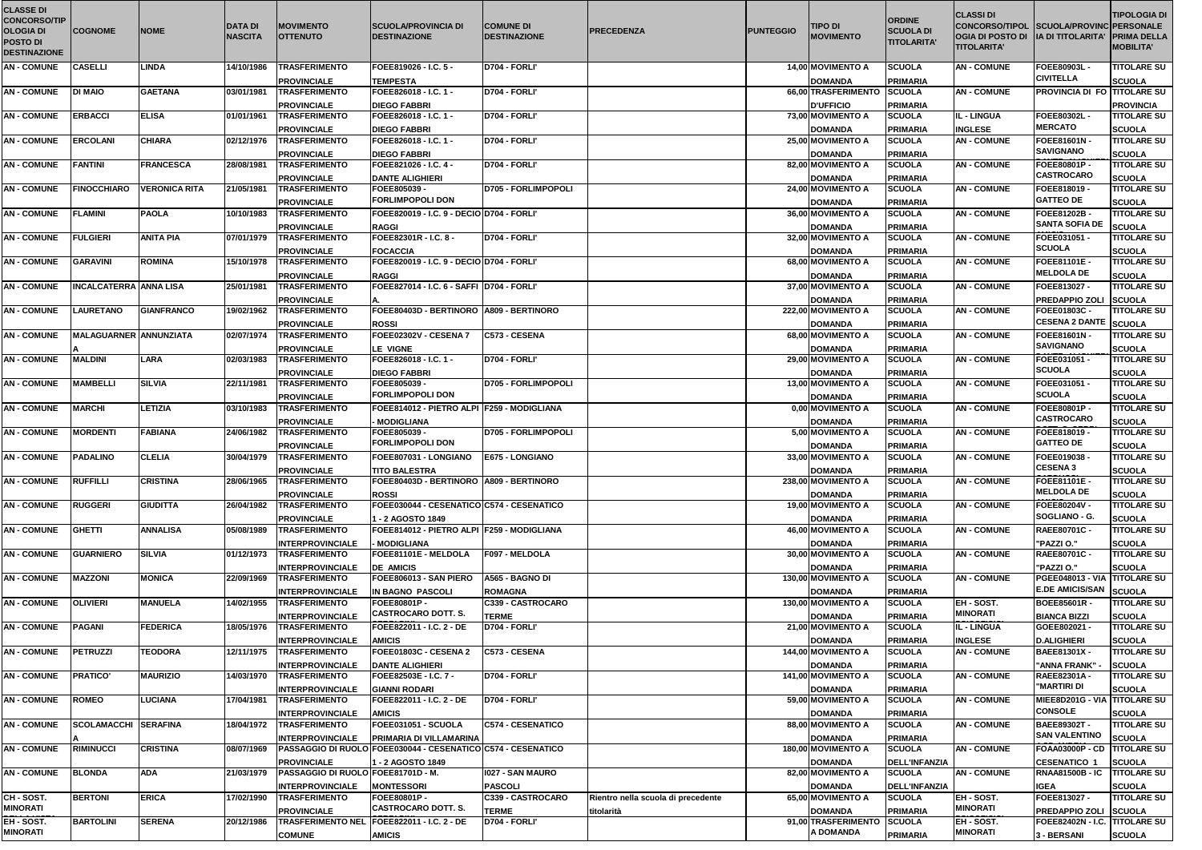| CLASSE DI CONCORSO/TIPOLOGIA DI POSTO DI DESTINAZIONE | COGNOME | NOME | DATA DI NASCITA | MOVIMENTO OTTENUTO | SCUOLA/PROVINCIA DI DESTINAZIONE | COMUNE DI DESTINAZIONE | PRECEDENZA | PUNTEGGIO | TIPO DI MOVIMENTO | ORDINE SCUOLA DI TITOLARITA' | CLASSI DI CONCORSO/TIPOLOGIA DI POSTO DI TITOLARITA' | SCUOLA/PROVINCIA DI TITOLARITA' | TIPOLOGIA DI PERSONALE PRIMA DELLA MOBILITA' |
|---|---|---|---|---|---|---|---|---|---|---|---|---|---|
| AN - COMUNE | CASELLI | LINDA | 14/10/1986 | TRASFERIMENTO PROVINCIALE | FOEE819026 - I.C. 5 - TEMPESTA | D704 - FORLI' | | 14,00 | MOVIMENTO A DOMANDA | SCUOLA PRIMARIA | AN - COMUNE | FOEE80903L - CIVITELLA | TITOLARE SU SCUOLA |
| AN - COMUNE | DI MAIO | GAETANA | 03/01/1981 | TRASFERIMENTO PROVINCIALE | FOEE826018 - I.C. 1 - DIEGO FABBRI | D704 - FORLI' | | 66,00 | TRASFERIMENTO D'UFFICIO | SCUOLA PRIMARIA | AN - COMUNE | PROVINCIA DI FO | TITOLARE SU PROVINCIA |
| AN - COMUNE | ERBACCI | ELISA | 01/01/1961 | TRASFERIMENTO PROVINCIALE | FOEE826018 - I.C. 1 - DIEGO FABBRI | D704 - FORLI' | | 73,00 | MOVIMENTO A DOMANDA | SCUOLA PRIMARIA | IL - LINGUA INGLESE | FOEE80302L - MERCATO | TITOLARE SU SCUOLA |
| AN - COMUNE | ERCOLANI | CHIARA | 02/12/1976 | TRASFERIMENTO PROVINCIALE | FOEE826018 - I.C. 1 - DIEGO FABBRI | D704 - FORLI' | | 25,00 | MOVIMENTO A DOMANDA | SCUOLA PRIMARIA | AN - COMUNE | FOEE81601N - SAVIGNANO | TITOLARE SU SCUOLA |
| AN - COMUNE | FANTINI | FRANCESCA | 28/08/1981 | TRASFERIMENTO PROVINCIALE | FOEE821026 - I.C. 4 - DANTE ALIGHIERI | D704 - FORLI' | | 82,00 | MOVIMENTO A DOMANDA | SCUOLA PRIMARIA | AN - COMUNE | FOEE80801P - CASTROCARO | TITOLARE SU SCUOLA |
| AN - COMUNE | FINOCCHIARO | VERONICA RITA | 21/05/1981 | TRASFERIMENTO PROVINCIALE | FOEE805039 - FORLIMPOPOLI DON | D705 - FORLIMPOPOLI | | 24,00 | MOVIMENTO A DOMANDA | SCUOLA PRIMARIA | AN - COMUNE | FOEE818019 - GATTEO DE | TITOLARE SU SCUOLA |
| AN - COMUNE | FLAMINI | PAOLA | 10/10/1983 | TRASFERIMENTO PROVINCIALE | FOEE820019 - I.C. 9 - DECIO RAGGI | D704 - FORLI' | | 36,00 | MOVIMENTO A DOMANDA | SCUOLA PRIMARIA | AN - COMUNE | FOEE81202B - SANTA SOFIA DE | TITOLARE SU SCUOLA |
| AN - COMUNE | FULGIERI | ANITA PIA | 07/01/1979 | TRASFERIMENTO PROVINCIALE | FOEE82301R - I.C. 8 - FOCACCIA | D704 - FORLI' | | 32,00 | MOVIMENTO A DOMANDA | SCUOLA PRIMARIA | AN - COMUNE | FOEE031051 - SCUOLA | TITOLARE SU SCUOLA |
| AN - COMUNE | GARAVINI | ROMINA | 15/10/1978 | TRASFERIMENTO PROVINCIALE | FOEE820019 - I.C. 9 - DECIO RAGGI | D704 - FORLI' | | 68,00 | MOVIMENTO A DOMANDA | SCUOLA PRIMARIA | AN - COMUNE | FOEE81101E - MELDOLA DE | TITOLARE SU SCUOLA |
| AN - COMUNE | INCALCATERRA | ANNA LISA | 25/01/1981 | TRASFERIMENTO PROVINCIALE | FOEE827014 - I.C. 6 - SAFFI A. | D704 - FORLI' | | 37,00 | MOVIMENTO A DOMANDA | SCUOLA PRIMARIA | AN - COMUNE | FOEE813027 - PREDAPPIO ZOLI | TITOLARE SU SCUOLA |
| AN - COMUNE | LAURETANO | GIANFRANCO | 19/02/1962 | TRASFERIMENTO PROVINCIALE | FOEE80403D - BERTINORO ROSSI | A809 - BERTINORO | | 222,00 | MOVIMENTO A DOMANDA | SCUOLA PRIMARIA | AN - COMUNE | FOEE01803C - CESENA 2 DANTE | TITOLARE SU SCUOLA |
| AN - COMUNE | MALAGUARNERA | ANNUNZIATA | 02/07/1974 | TRASFERIMENTO PROVINCIALE | FOEE02302V - CESENA 7 LE VIGNE | C573 - CESENA | | 68,00 | MOVIMENTO A DOMANDA | SCUOLA PRIMARIA | AN - COMUNE | FOEE81601N - SAVIGNANO | TITOLARE SU SCUOLA |
| AN - COMUNE | MALDINI | LARA | 02/03/1983 | TRASFERIMENTO PROVINCIALE | FOEE826018 - I.C. 1 - DIEGO FABBRI | D704 - FORLI' | | 29,00 | MOVIMENTO A DOMANDA | SCUOLA PRIMARIA | AN - COMUNE | FOEE031051 - SCUOLA | TITOLARE SU SCUOLA |
| AN - COMUNE | MAMBELLI | SILVIA | 22/11/1981 | TRASFERIMENTO PROVINCIALE | FOEE805039 - FORLIMPOPOLI DON | D705 - FORLIMPOPOLI | | 13,00 | MOVIMENTO A DOMANDA | SCUOLA PRIMARIA | AN - COMUNE | FOEE031051 - SCUOLA | TITOLARE SU SCUOLA |
| AN - COMUNE | MARCHI | LETIZIA | 03/10/1983 | TRASFERIMENTO PROVINCIALE | FOEE814012 - PIETRO ALPI - MODIGLIANA | F259 - MODIGLIANA | | 0,00 | MOVIMENTO A DOMANDA | SCUOLA PRIMARIA | AN - COMUNE | FOEE80801P - CASTROCARO | TITOLARE SU SCUOLA |
| AN - COMUNE | MORDENTI | FABIANA | 24/06/1982 | TRASFERIMENTO PROVINCIALE | FOEE805039 - FORLIMPOPOLI DON | D705 - FORLIMPOPOLI | | 5,00 | MOVIMENTO A DOMANDA | SCUOLA PRIMARIA | AN - COMUNE | FOEE818019 - GATTEO DE | TITOLARE SU SCUOLA |
| AN - COMUNE | PADALINO | CLELIA | 30/04/1979 | TRASFERIMENTO PROVINCIALE | FOEE807031 - LONGIANO TITO BALESTRA | E675 - LONGIANO | | 33,00 | MOVIMENTO A DOMANDA | SCUOLA PRIMARIA | AN - COMUNE | FOEE019038 - CESENA 3 | TITOLARE SU SCUOLA |
| AN - COMUNE | RUFFILLI | CRISTINA | 28/06/1965 | TRASFERIMENTO PROVINCIALE | FOEE80403D - BERTINORO ROSSI | A809 - BERTINORO | | 238,00 | MOVIMENTO A DOMANDA | SCUOLA PRIMARIA | AN - COMUNE | FOEE81101E - MELDOLA DE | TITOLARE SU SCUOLA |
| AN - COMUNE | RUGGERI | GIUDITTA | 26/04/1982 | TRASFERIMENTO PROVINCIALE | FOEE030044 - CESENATICO 1 - 2 AGOSTO 1849 | C574 - CESENATICO | | 19,00 | MOVIMENTO A DOMANDA | SCUOLA PRIMARIA | AN - COMUNE | FOEE80204V - SOGLIANO - G. | TITOLARE SU SCUOLA |
| AN - COMUNE | GHETTI | ANNALISA | 05/08/1989 | TRASFERIMENTO INTERPROVINCIALE | FOEE814012 - PIETRO ALPI - MODIGLIANA | F259 - MODIGLIANA | | 46,00 | MOVIMENTO A DOMANDA | SCUOLA PRIMARIA | AN - COMUNE | RAEE80701C - "PAZZI O." | TITOLARE SU SCUOLA |
| AN - COMUNE | GUARNIERO | SILVIA | 01/12/1973 | TRASFERIMENTO INTERPROVINCIALE | FOEE81101E - MELDOLA DE AMICIS | F097 - MELDOLA | | 30,00 | MOVIMENTO A DOMANDA | SCUOLA PRIMARIA | AN - COMUNE | RAEE80701C - "PAZZI O." | TITOLARE SU SCUOLA |
| AN - COMUNE | MAZZONI | MONICA | 22/09/1969 | TRASFERIMENTO INTERPROVINCIALE | FOEE806013 - SAN PIERO IN BAGNO PASCOLI | A565 - BAGNO DI ROMAGNA | | 130,00 | MOVIMENTO A DOMANDA | SCUOLA PRIMARIA | AN - COMUNE | PGEE048013 - VIA E.DE AMICIS/SAN | TITOLARE SU SCUOLA |
| AN - COMUNE | OLIVIERI | MANUELA | 14/02/1955 | TRASFERIMENTO INTERPROVINCIALE | FOEE80801P - CASTROCARO DOTT. S. | C339 - CASTROCARO TERME | | 130,00 | MOVIMENTO A DOMANDA | SCUOLA PRIMARIA | EH - SOST. MINORATI | BOEE85601R - BIANCA BIZZI | TITOLARE SU SCUOLA |
| AN - COMUNE | PAGANI | FEDERICA | 18/05/1976 | TRASFERIMENTO INTERPROVINCIALE | FOEE822011 - I.C. 2 - DE AMICIS | D704 - FORLI' | | 21,00 | MOVIMENTO A DOMANDA | SCUOLA PRIMARIA | IL - LINGUA INGLESE | GOEE802021 - D.ALIGHIERI | TITOLARE SU SCUOLA |
| AN - COMUNE | PETRUZZI | TEODORA | 12/11/1975 | TRASFERIMENTO INTERPROVINCIALE | FOEE01803C - CESENA 2 DANTE ALIGHIERI | C573 - CESENA | | 144,00 | MOVIMENTO A DOMANDA | SCUOLA PRIMARIA | AN - COMUNE | BAEE81301X - "ANNA FRANK" - | TITOLARE SU SCUOLA |
| AN - COMUNE | PRATICO' | MAURIZIO | 14/03/1970 | TRASFERIMENTO INTERPROVINCIALE | FOEE82503E - I.C. 7 - GIANNI RODARI | D704 - FORLI' | | 141,00 | MOVIMENTO A DOMANDA | SCUOLA PRIMARIA | AN - COMUNE | RAEE82301A - "MARTIRI DI | TITOLARE SU SCUOLA |
| AN - COMUNE | ROMEO | LUCIANA | 17/04/1981 | TRASFERIMENTO INTERPROVINCIALE | FOEE822011 - I.C. 2 - DE AMICIS | D704 - FORLI' | | 59,00 | MOVIMENTO A DOMANDA | SCUOLA PRIMARIA | AN - COMUNE | MIEE8D201G - VIA CONSOLE | TITOLARE SU SCUOLA |
| AN - COMUNE | SCOLAMACCHIA | SERAFINA | 18/04/1972 | TRASFERIMENTO INTERPROVINCIALE | FOEE031051 - SCUOLA PRIMARIA DI VILLAMARINA | C574 - CESENATICO | | 88,00 | MOVIMENTO A DOMANDA | SCUOLA PRIMARIA | AN - COMUNE | BAEE89302T - SAN VALENTINO | TITOLARE SU SCUOLA |
| AN - COMUNE | RIMINUCCI | CRISTINA | 08/07/1969 | PASSAGGIO DI RUOLO PROVINCIALE | FOEE030044 - CESENATICO 1 - 2 AGOSTO 1849 | C574 - CESENATICO | | 180,00 | MOVIMENTO A DOMANDA | SCUOLA DELL'INFANZIA | AN - COMUNE | FOAA03000P - CD CESENATICO 1 | TITOLARE SU SCUOLA |
| AN - COMUNE | BLONDA | ADA | 21/03/1979 | PASSAGGIO DI RUOLO INTERPROVINCIALE | FOEE81701D - M. MONTESSORI | I027 - SAN MAURO PASCOLI | | 82,00 | MOVIMENTO A DOMANDA | SCUOLA DELL'INFANZIA | AN - COMUNE | RNAA81500B - IC IGEA | TITOLARE SU SCUOLA |
| CH - SOST. MINORATI | BERTONI | ERICA | 17/02/1990 | TRASFERIMENTO PROVINCIALE | FOEE80801P - CASTROCARO DOTT. S. | C339 - CASTROCARO TERME | Rientro nella scuola di precedente titolarità | 65,00 | MOVIMENTO A DOMANDA | SCUOLA PRIMARIA | EH - SOST. MINORATI | FOEE813027 - PREDAPPIO ZOLI | TITOLARE SU SCUOLA |
| EH - SOST. MINORATI | BARTOLINI | SERENA | 20/12/1986 | TRASFERIMENTO NEL COMUNE | FOEE822011 - I.C. 2 - DE AMICIS | D704 - FORLI' | | 91,00 | TRASFERIMENTO A DOMANDA | SCUOLA PRIMARIA | EH - SOST. MINORATI | FOEE82402N - I.C. 3 - BERSANI | TITOLARE SU SCUOLA |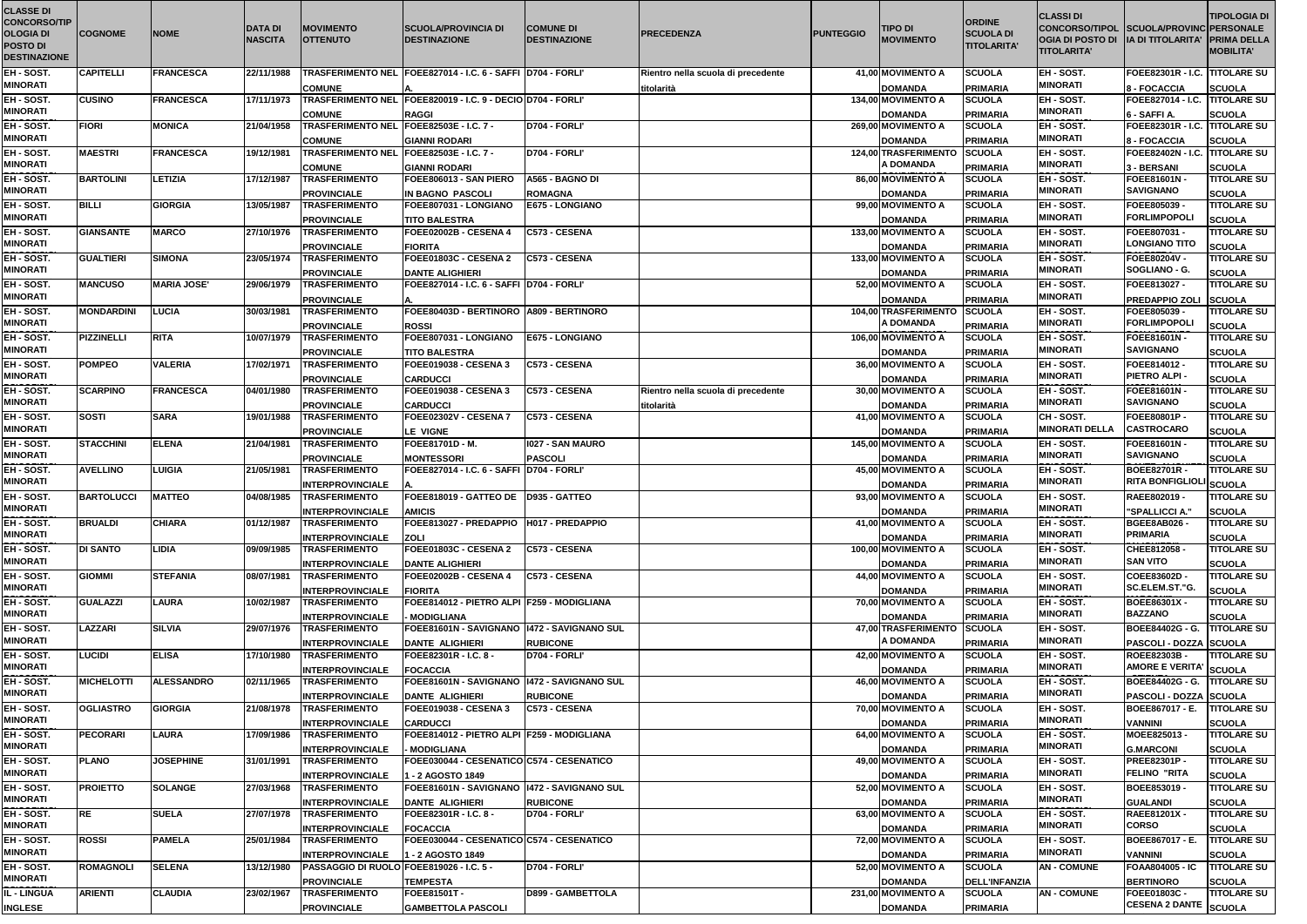| CLASSE DI CONCORSO/TIPOLOGIA DI POSTO DI DESTINAZIONE | COGNOME | NOME | DATA DI NASCITA | MOVIMENTO OTTENUTO | SCUOLA/PROVINCIA DI DESTINAZIONE | COMUNE DI DESTINAZIONE | PRECEDENZA | PUNTEGGIO | TIPO DI MOVIMENTO | ORDINE SCUOLA DI TITOLARITA' | CLASSI DI CONCORSO/TIPOLOGIA DI POSTO DI TITOLARITA' | SCUOLA/PROVINCIA DI TITOLARITA' | TIPOLOGIA DI PERSONALE PRIMA DELLA MOBILITA' |
|---|---|---|---|---|---|---|---|---|---|---|---|---|---|
| EH - SOST. MINORATI | CAPITELLI | FRANCESCA | 22/11/1988 | TRASFERIMENTO NEL COMUNE | FOEE827014 - I.C. 6 - SAFFI A. | D704 - FORLI' | Rientro nella scuola di precedente titolarità | 41,00 | MOVIMENTO A DOMANDA | SCUOLA PRIMARIA | EH - SOST. MINORATI | FOEE82301R - I.C. 8 - FOCACCIA | TITOLARE SU SCUOLA |
| EH - SOST. MINORATI | CUSINO | FRANCESCA | 17/11/1973 | TRASFERIMENTO NEL COMUNE | FOEE820019 - I.C. 9 - DECIO RAGGI | D704 - FORLI' | | 134,00 | MOVIMENTO A DOMANDA | SCUOLA PRIMARIA | EH - SOST. MINORATI | FOEE827014 - I.C. 6 - SAFFI A. | TITOLARE SU SCUOLA |
| EH - SOST. MINORATI | FIORI | MONICA | 21/04/1958 | TRASFERIMENTO NEL COMUNE | FOEE82503E - I.C. 7 - GIANNI RODARI | D704 - FORLI' | | 269,00 | MOVIMENTO A DOMANDA | SCUOLA PRIMARIA | EH - SOST. MINORATI | FOEE82301R - I.C. 8 - FOCACCIA | TITOLARE SU SCUOLA |
| EH - SOST. MINORATI | MAESTRI | FRANCESCA | 19/12/1981 | TRASFERIMENTO NEL COMUNE | FOEE82503E - I.C. 7 - GIANNI RODARI | D704 - FORLI' | | 124,00 | TRASFERIMENTO A DOMANDA | SCUOLA PRIMARIA | EH - SOST. MINORATI | FOEE82402N - I.C. 3 - BERSANI | TITOLARE SU SCUOLA |
| EH - SOST. MINORATI | BARTOLINI | LETIZIA | 17/12/1987 | TRASFERIMENTO PROVINCIALE | FOEE806013 - SAN PIERO IN BAGNO PASCOLI | A565 - BAGNO DI ROMAGNA | | 86,00 | MOVIMENTO A DOMANDA | SCUOLA PRIMARIA | EH - SOST. MINORATI | FOEE81601N - SAVIGNANO | TITOLARE SU SCUOLA |
| EH - SOST. MINORATI | BILLI | GIORGIA | 13/05/1987 | TRASFERIMENTO PROVINCIALE | FOEE807031 - LONGIANO TITO BALESTRA | E675 - LONGIANO | | 99,00 | MOVIMENTO A DOMANDA | SCUOLA PRIMARIA | EH - SOST. MINORATI | FOEE805039 - FORLIMPOPOLI | TITOLARE SU SCUOLA |
| EH - SOST. MINORATI | GIANSANTE | MARCO | 27/10/1976 | TRASFERIMENTO PROVINCIALE | FOEE02002B - CESENA 4 FIORITA | C573 - CESENA | | 133,00 | MOVIMENTO A DOMANDA | SCUOLA PRIMARIA | EH - SOST. MINORATI | FOEE807031 - LONGIANO TITO | TITOLARE SU SCUOLA |
| EH - SOST. MINORATI | GUALTIERI | SIMONA | 23/05/1974 | TRASFERIMENTO PROVINCIALE | FOEE01803C - CESENA 2 DANTE ALIGHIERI | C573 - CESENA | | 133,00 | MOVIMENTO A DOMANDA | SCUOLA PRIMARIA | EH - SOST. MINORATI | FOEE80204V - SOGLIANO - G. | TITOLARE SU SCUOLA |
| EH - SOST. MINORATI | MANCUSO | MARIA JOSE' | 29/06/1979 | TRASFERIMENTO PROVINCIALE | FOEE827014 - I.C. 6 - SAFFI A. | D704 - FORLI' | | 52,00 | MOVIMENTO A DOMANDA | SCUOLA PRIMARIA | EH - SOST. MINORATI | FOEE813027 - PREDAPPIO ZOLI | TITOLARE SU SCUOLA |
| EH - SOST. MINORATI | MONDARDINI | LUCIA | 30/03/1981 | TRASFERIMENTO PROVINCIALE | FOEE80403D - BERTINORO ROSSI | A809 - BERTINORO | | 104,00 | TRASFERIMENTO A DOMANDA | SCUOLA PRIMARIA | EH - SOST. MINORATI | FOEE805039 - FORLIMPOPOLI | TITOLARE SU SCUOLA |
| EH - SOST. MINORATI | PIZZINELLI | RITA | 10/07/1979 | TRASFERIMENTO PROVINCIALE | FOEE807031 - LONGIANO TITO BALESTRA | E675 - LONGIANO | | 106,00 | MOVIMENTO A DOMANDA | SCUOLA PRIMARIA | EH - SOST. MINORATI | FOEE81601N - SAVIGNANO | TITOLARE SU SCUOLA |
| EH - SOST. MINORATI | POMPEO | VALERIA | 17/02/1971 | TRASFERIMENTO PROVINCIALE | FOEE019038 - CESENA 3 CARDUCCI | C573 - CESENA | | 36,00 | MOVIMENTO A DOMANDA | SCUOLA PRIMARIA | EH - SOST. MINORATI | FOEE814012 - PIETRO ALPI - | TITOLARE SU SCUOLA |
| EH - SOST. MINORATI | SCARPINO | FRANCESCA | 04/01/1980 | TRASFERIMENTO PROVINCIALE | FOEE019038 - CESENA 3 CARDUCCI | C573 - CESENA | Rientro nella scuola di precedente titolarità | 30,00 | MOVIMENTO A DOMANDA | SCUOLA PRIMARIA | EH - SOST. MINORATI | FOEE81601N - SAVIGNANO | TITOLARE SU SCUOLA |
| EH - SOST. MINORATI | SOSTI | SARA | 19/01/1988 | TRASFERIMENTO PROVINCIALE | FOEE02302V - CESENA 7 LE VIGNE | C573 - CESENA | | 41,00 | MOVIMENTO A DOMANDA | SCUOLA PRIMARIA | CH - SOST. MINORATI DELLA | FOEE80801P - CASTROCARO | TITOLARE SU SCUOLA |
| EH - SOST. MINORATI | STACCHINI | ELENA | 21/04/1981 | TRASFERIMENTO PROVINCIALE | FOEE81701D - M. MONTESSORI | I027 - SAN MAURO PASCOLI | | 145,00 | MOVIMENTO A DOMANDA | SCUOLA PRIMARIA | EH - SOST. MINORATI | FOEE81601N - SAVIGNANO | TITOLARE SU SCUOLA |
| EH - SOST. MINORATI | AVELLINO | LUIGIA | 21/05/1981 | TRASFERIMENTO INTERPROVINCIALE | FOEE827014 - I.C. 6 - SAFFI A. | D704 - FORLI' | | 45,00 | MOVIMENTO A DOMANDA | SCUOLA PRIMARIA | EH - SOST. MINORATI | BOEE82701R - RITA BONFIGLIOLI | TITOLARE SU SCUOLA |
| EH - SOST. MINORATI | BARTOLUCCI | MATTEO | 04/08/1985 | TRASFERIMENTO INTERPROVINCIALE | FOEE818019 - GATTEO DE AMICIS | D935 - GATTEO | | 93,00 | MOVIMENTO A DOMANDA | SCUOLA PRIMARIA | EH - SOST. MINORATI | RAEE802019 - "SPALLICCI A." | TITOLARE SU SCUOLA |
| EH - SOST. MINORATI | BRUALDI | CHIARA | 01/12/1987 | TRASFERIMENTO INTERPROVINCIALE | FOEE813027 - PREDAPPIO ZOLI | H017 - PREDAPPIO | | 41,00 | MOVIMENTO A DOMANDA | SCUOLA PRIMARIA | EH - SOST. MINORATI | BGEE8AB026 - PRIMARIA | TITOLARE SU SCUOLA |
| EH - SOST. MINORATI | DI SANTO | LIDIA | 09/09/1985 | TRASFERIMENTO INTERPROVINCIALE | FOEE01803C - CESENA 2 DANTE ALIGHIERI | C573 - CESENA | | 100,00 | MOVIMENTO A DOMANDA | SCUOLA PRIMARIA | EH - SOST. MINORATI | CHEE812058 - SAN VITO | TITOLARE SU SCUOLA |
| EH - SOST. MINORATI | GIOMMI | STEFANIA | 08/07/1981 | TRASFERIMENTO INTERPROVINCIALE | FOEE02002B - CESENA 4 FIORITA | C573 - CESENA | | 44,00 | MOVIMENTO A DOMANDA | SCUOLA PRIMARIA | EH - SOST. MINORATI | COEE83602D - SC.ELEM.ST."G. | TITOLARE SU SCUOLA |
| EH - SOST. MINORATI | GUALAZZI | LAURA | 10/02/1987 | TRASFERIMENTO INTERPROVINCIALE | FOEE814012 - PIETRO ALPI - MODIGLIANA | F259 - MODIGLIANA | | 70,00 | MOVIMENTO A DOMANDA | SCUOLA PRIMARIA | EH - SOST. MINORATI | BOEE86301X - BAZZANO | TITOLARE SU SCUOLA |
| EH - SOST. MINORATI | LAZZARI | SILVIA | 29/07/1976 | TRASFERIMENTO INTERPROVINCIALE | FOEE81601N - SAVIGNANO DANTE ALIGHIERI | I472 - SAVIGNANO SUL RUBICONE | | 47,00 | TRASFERIMENTO A DOMANDA | SCUOLA PRIMARIA | EH - SOST. MINORATI | BOEE84402G - G. PASCOLI - DOZZA | TITOLARE SU SCUOLA |
| EH - SOST. MINORATI | LUCIDI | ELISA | 17/10/1980 | TRASFERIMENTO INTERPROVINCIALE | FOEE82301R - I.C. 8 - FOCACCIA | D704 - FORLI' | | 42,00 | MOVIMENTO A DOMANDA | SCUOLA PRIMARIA | EH - SOST. MINORATI | ROEE82303B - AMORE E VERITA' | TITOLARE SU SCUOLA |
| EH - SOST. MINORATI | MICHELOTTI | ALESSANDRO | 02/11/1965 | TRASFERIMENTO INTERPROVINCIALE | FOEE81601N - SAVIGNANO DANTE ALIGHIERI | I472 - SAVIGNANO SUL RUBICONE | | 46,00 | MOVIMENTO A DOMANDA | SCUOLA PRIMARIA | EH - SOST. MINORATI | BOEE84402G - G. PASCOLI - DOZZA | TITOLARE SU SCUOLA |
| EH - SOST. MINORATI | OGLIASTRO | GIORGIA | 21/08/1978 | TRASFERIMENTO INTERPROVINCIALE | FOEE019038 - CESENA 3 CARDUCCI | C573 - CESENA | | 70,00 | MOVIMENTO A DOMANDA | SCUOLA PRIMARIA | EH - SOST. MINORATI | BOEE867017 - E. VANNINI | TITOLARE SU SCUOLA |
| EH - SOST. MINORATI | PECORARI | LAURA | 17/09/1986 | TRASFERIMENTO INTERPROVINCIALE | FOEE814012 - PIETRO ALPI - MODIGLIANA | F259 - MODIGLIANA | | 64,00 | MOVIMENTO A DOMANDA | SCUOLA PRIMARIA | EH - SOST. MINORATI | MOEE825013 - G.MARCONI | TITOLARE SU SCUOLA |
| EH - SOST. MINORATI | PLANO | JOSEPHINE | 31/01/1991 | TRASFERIMENTO INTERPROVINCIALE | FOEE030044 - CESENATICO 1 - 2 AGOSTO 1849 | C574 - CESENATICO | | 49,00 | MOVIMENTO A DOMANDA | SCUOLA PRIMARIA | EH - SOST. MINORATI | PREE82301P - FELINO "RITA | TITOLARE SU SCUOLA |
| EH - SOST. MINORATI | PROIETTO | SOLANGE | 27/03/1968 | TRASFERIMENTO INTERPROVINCIALE | FOEE81601N - SAVIGNANO DANTE ALIGHIERI | I472 - SAVIGNANO SUL RUBICONE | | 52,00 | MOVIMENTO A DOMANDA | SCUOLA PRIMARIA | EH - SOST. MINORATI | BOEE853019 - GUALANDI | TITOLARE SU SCUOLA |
| EH - SOST. MINORATI | RE | SUELA | 27/07/1978 | TRASFERIMENTO INTERPROVINCIALE | FOEE82301R - I.C. 8 - FOCACCIA | D704 - FORLI' | | 63,00 | MOVIMENTO A DOMANDA | SCUOLA PRIMARIA | EH - SOST. MINORATI | RAEE81201X - CORSO | TITOLARE SU SCUOLA |
| EH - SOST. MINORATI | ROSSI | PAMELA | 25/01/1984 | TRASFERIMENTO INTERPROVINCIALE | FOEE030044 - CESENATICO 1 - 2 AGOSTO 1849 | C574 - CESENATICO | | 72,00 | MOVIMENTO A DOMANDA | SCUOLA PRIMARIA | EH - SOST. MINORATI | BOEE867017 - E. VANNINI | TITOLARE SU SCUOLA |
| EH - SOST. MINORATI | ROMAGNOLI | SELENA | 13/12/1980 | PASSAGGIO DI RUOLO PROVINCIALE | FOEE819026 - I.C. 5 - TEMPESTA | D704 - FORLI' | | 52,00 | MOVIMENTO A DOMANDA | SCUOLA DELL'INFANZIA | AN - COMUNE | FOAA804005 - IC BERTINORO | TITOLARE SU SCUOLA |
| IL - LINGUA INGLESE | ARIENTI | CLAUDIA | 23/02/1967 | TRASFERIMENTO PROVINCIALE | FOEE81501T - GAMBETTOLA PASCOLI | D899 - GAMBETTOLA | | 231,00 | MOVIMENTO A DOMANDA | SCUOLA PRIMARIA | AN - COMUNE | FOEE01803C - CESENA 2 DANTE | TITOLARE SU SCUOLA |